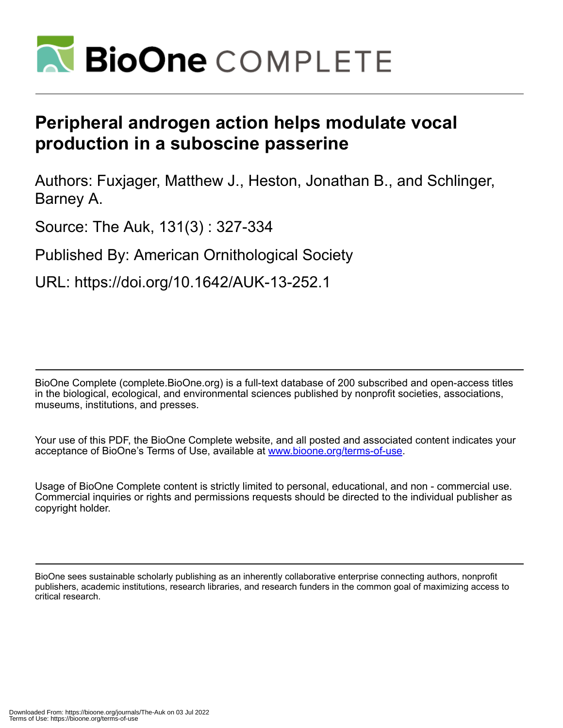# Peripheral androgen action helps modulate vocal production in a suboscine passerine

Authors: Fuxjager, Matthew J., Heston, Jonathan B., and Schlinger, Barney A.

Source: The Auk, 131(3) : 327-334

Published By: American Ornithological Society

URL: https://doi.org/10.1642/AUK-13-252.1

BioOne Complete (complete.BioOne.org) is a full-text database of 200 subscribed and open-access titles in the biological, ecological, and environmental sciences published by nonprofit societies, associations, museums, institutions, and presses.

Your use of this PDF, the BioOne Complete website, and all posted and associated content indicates your acceptance of BioOne's Terms of Use, available at www.bioone.org/terms-of-use.

Usage of BioOne Complete content is strictly limited to personal, educational, and non - commercial use. Commercial inquiries or rights and permissions requests should be directed to the individual publisher as copyright holder.

BioOne sees sustainable scholarly publishing as an inherently collaborative enterprise connecting authors, nonprofit publishers, academic institutions, research libraries, and research funders in the common goal of maximizing access to critical research.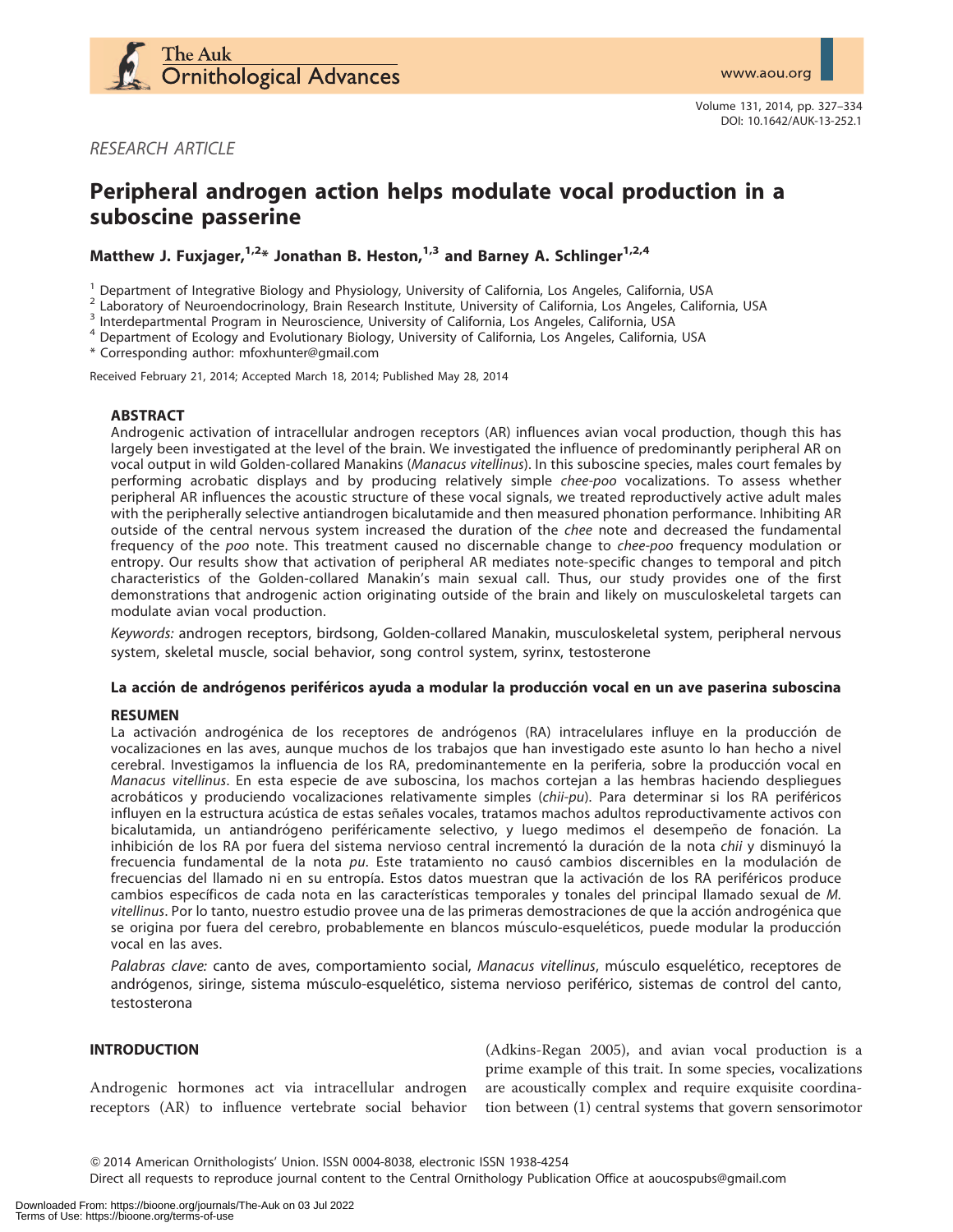# Peripheral androgen action helps modulate vocal production in a suboscine passerine

**Matthew J. Fuxjager,[1,2]* Jonathan B. Heston,[1,3] and Barney A. Schlinger[1,2,4]**

[1] Department of Integrative Biology and Physiology, University of California, Los Angeles, California, USA
[2] Laboratory of Neuroendocrinology, Brain Research Institute, University of California, Los Angeles, California, USA
[3] Interdepartmental Program in Neuroscience, University of California, Los Angeles, California, USA
[4] Department of Ecology and Evolutionary Biology, University of California, Los Angeles, California, USA
* Corresponding author: mfoxhunter@gmail.com

Received February 21, 2014; Accepted March 18, 2014; Published May 28, 2014

## ABSTRACT

Androgenic activation of intracellular androgen receptors (AR) influences avian vocal production, though this has largely been investigated at the level of the brain. We investigated the influence of predominantly peripheral AR on vocal output in wild Golden-collared Manakins (*Manacus vitellinus*). In this suboscine species, males court females by performing acrobatic displays and by producing relatively simple *chee-poo* vocalizations. To assess whether peripheral AR influences the acoustic structure of these vocal signals, we treated reproductively active adult males with the peripherally selective antiandrogen bicalutamide and then measured phonation performance. Inhibiting AR outside of the central nervous system increased the duration of the *chee* note and decreased the fundamental frequency of the *poo* note. This treatment caused no discernable change to *chee-poo* frequency modulation or entropy. Our results show that activation of peripheral AR mediates note-specific changes to temporal and pitch characteristics of the Golden-collared Manakin's main sexual call. Thus, our study provides one of the first demonstrations that androgenic action originating outside of the brain and likely on musculoskeletal targets can modulate avian vocal production.

*Keywords:* androgen receptors, birdsong, Golden-collared Manakin, musculoskeletal system, peripheral nervous system, skeletal muscle, social behavior, song control system, syrinx, testosterone

### La acción de andrógenos periféricos ayuda a modular la producción vocal en un ave paserina suboscina

## RESUMEN

La activación androgénica de los receptores de andrógenos (RA) intracelulares influye en la producción de vocalizaciones en las aves, aunque muchos de los trabajos que han investigado este asunto lo han hecho a nivel cerebral. Investigamos la influencia de los RA, predominantemente en la periferia, sobre la producción vocal en *Manacus vitellinus*. En esta especie de ave suboscina, los machos cortejan a las hembras haciendo despliegues acrobáticos y produciendo vocalizaciones relativamente simples (*chii-pu*). Para determinar si los RA periféricos influyen en la estructura acústica de estas señales vocales, tratamos machos adultos reproductivamente activos con bicalutamida, un antiandrógeno periféricamente selectivo, y luego medimos el desempeño de fonación. La inhibición de los RA por fuera del sistema nervioso central incrementó la duración de la nota *chii* y disminuyó la frecuencia fundamental de la nota *pu*. Este tratamiento no causó cambios discernibles en la modulación de frecuencias del llamado ni en su entropía. Estos datos muestran que la activación de los RA periféricos produce cambios específicos de cada nota en las características temporales y tonales del principal llamado sexual de *M. vitellinus*. Por lo tanto, nuestro estudio provee una de las primeras demostraciones de que la acción androgénica que se origina por fuera del cerebro, probablemente en blancos músculo-esqueléticos, puede modular la producción vocal en las aves.

*Palabras clave:* canto de aves, comportamiento social, *Manacus vitellinus*, músculo esquelético, receptores de andrógenos, siringe, sistema músculo-esquelético, sistema nervioso periférico, sistemas de control del canto, testosterona

## INTRODUCTION

Androgenic hormones act via intracellular androgen receptors (AR) to influence vertebrate social behavior (Adkins-Regan 2005), and avian vocal production is a prime example of this trait. In some species, vocalizations are acoustically complex and require exquisite coordination between (1) central systems that govern sensorimotor

© 2014 American Ornithologists' Union. ISSN 0004-8038, electronic ISSN 1938-4254
Direct all requests to reproduce journal content to the Central Ornithology Publication Office at aoucospubs@gmail.com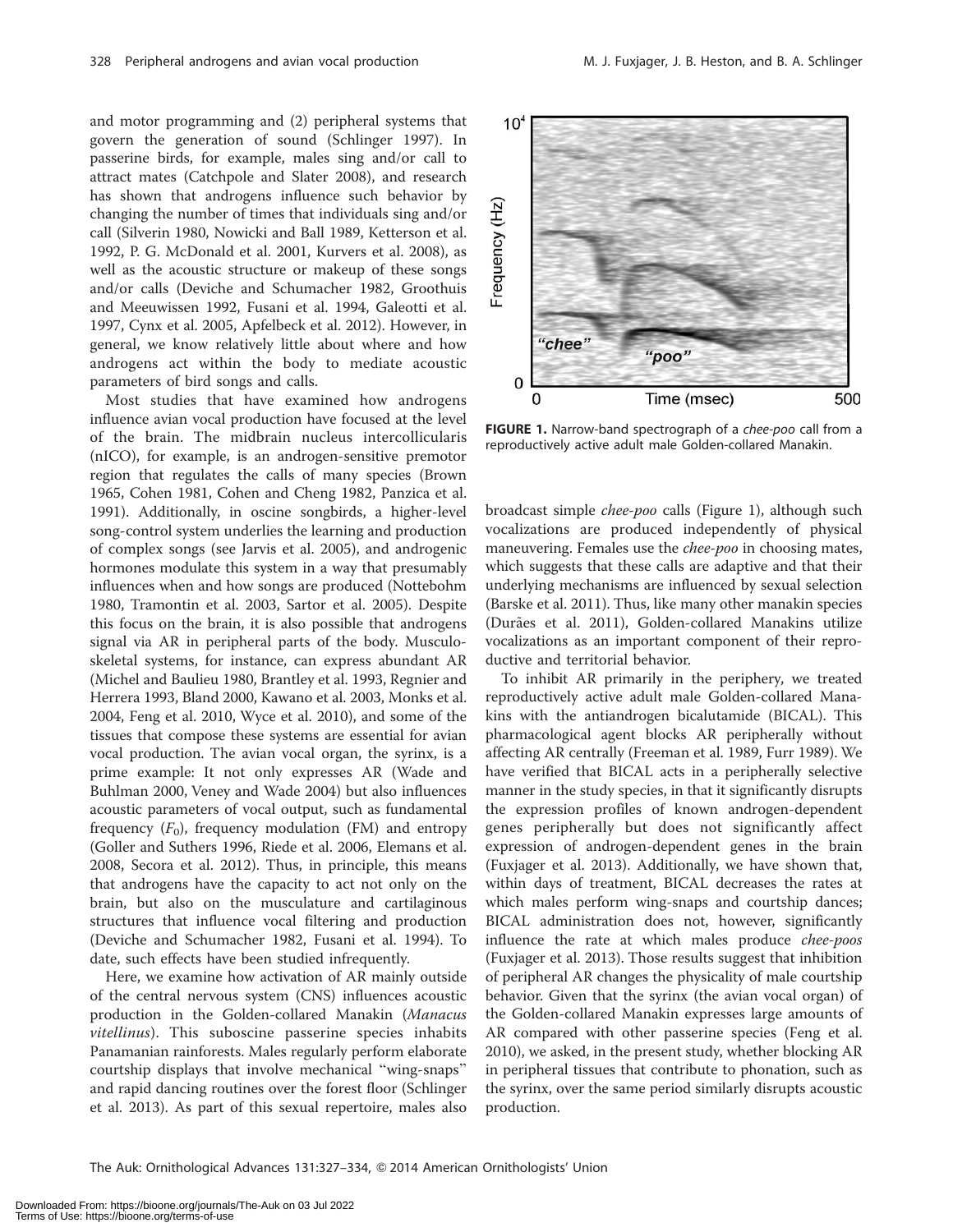and motor programming and (2) peripheral systems that govern the generation of sound (Schlinger 1997). In passerine birds, for example, males sing and/or call to attract mates (Catchpole and Slater 2008), and research has shown that androgens influence such behavior by changing the number of times that individuals sing and/or call (Silverin 1980, Nowicki and Ball 1989, Ketterson et al. 1992, P. G. McDonald et al. 2001, Kurvers et al. 2008), as well as the acoustic structure or makeup of these songs and/or calls (Deviche and Schumacher 1982, Groothuis and Meeuwissen 1992, Fusani et al. 1994, Galeotti et al. 1997, Cynx et al. 2005, Apfelbeck et al. 2012). However, in general, we know relatively little about where and how androgens act within the body to mediate acoustic parameters of bird songs and calls.

Most studies that have examined how androgens influence avian vocal production have focused at the level of the brain. The midbrain nucleus intercollicularis (nICO), for example, is an androgen-sensitive premotor region that regulates the calls of many species (Brown 1965, Cohen 1981, Cohen and Cheng 1982, Panzica et al. 1991). Additionally, in oscine songbirds, a higher-level song-control system underlies the learning and production of complex songs (see Jarvis et al. 2005), and androgenic hormones modulate this system in a way that presumably influences when and how songs are produced (Nottebohm 1980, Tramontin et al. 2003, Sartor et al. 2005). Despite this focus on the brain, it is also possible that androgens signal via AR in peripheral parts of the body. Musculoskeletal systems, for instance, can express abundant AR (Michel and Baulieu 1980, Brantley et al. 1993, Regnier and Herrera 1993, Bland 2000, Kawano et al. 2003, Monks et al. 2004, Feng et al. 2010, Wyce et al. 2010), and some of the tissues that compose these systems are essential for avian vocal production. The avian vocal organ, the syrinx, is a prime example: It not only expresses AR (Wade and Buhlman 2000, Veney and Wade 2004) but also influences acoustic parameters of vocal output, such as fundamental frequency ($F_0$), frequency modulation (FM) and entropy (Goller and Suthers 1996, Riede et al. 2006, Elemans et al. 2008, Secora et al. 2012). Thus, in principle, this means that androgens have the capacity to act not only on the brain, but also on the musculature and cartilaginous structures that influence vocal filtering and production (Deviche and Schumacher 1982, Fusani et al. 1994). To date, such effects have been studied infrequently.

Here, we examine how activation of AR mainly outside of the central nervous system (CNS) influences acoustic production in the Golden-collared Manakin (*Manacus vitellinus*). This suboscine passerine species inhabits Panamanian rainforests. Males regularly perform elaborate courtship displays that involve mechanical "wing-snaps" and rapid dancing routines over the forest floor (Schlinger et al. 2013). As part of this sexual repertoire, males also broadcast simple *chee-poo* calls (Figure 1), although such vocalizations are produced independently of physical maneuvering. Females use the *chee-poo* in choosing mates, which suggests that these calls are adaptive and that their underlying mechanisms are influenced by sexual selection (Barske et al. 2011). Thus, like many other manakin species (Durães et al. 2011), Golden-collared Manakins utilize vocalizations as an important component of their reproductive and territorial behavior.

**FIGURE 1.** Narrow-band spectrograph of a *chee-poo* call from a reproductively active adult male Golden-collared Manakin.

To inhibit AR primarily in the periphery, we treated reproductively active adult male Golden-collared Manakins with the antiandrogen bicalutamide (BICAL). This pharmacological agent blocks AR peripherally without affecting AR centrally (Freeman et al. 1989, Furr 1989). We have verified that BICAL acts in a peripherally selective manner in the study species, in that it significantly disrupts the expression profiles of known androgen-dependent genes peripherally but does not significantly affect expression of androgen-dependent genes in the brain (Fuxjager et al. 2013). Additionally, we have shown that, within days of treatment, BICAL decreases the rates at which males perform wing-snaps and courtship dances; BICAL administration does not, however, significantly influence the rate at which males produce *chee-poos* (Fuxjager et al. 2013). Those results suggest that inhibition of peripheral AR changes the physicality of male courtship behavior. Given that the syrinx (the avian vocal organ) of the Golden-collared Manakin expresses large amounts of AR compared with other passerine species (Feng et al. 2010), we asked, in the present study, whether blocking AR in peripheral tissues that contribute to phonation, such as the syrinx, over the same period similarly disrupts acoustic production.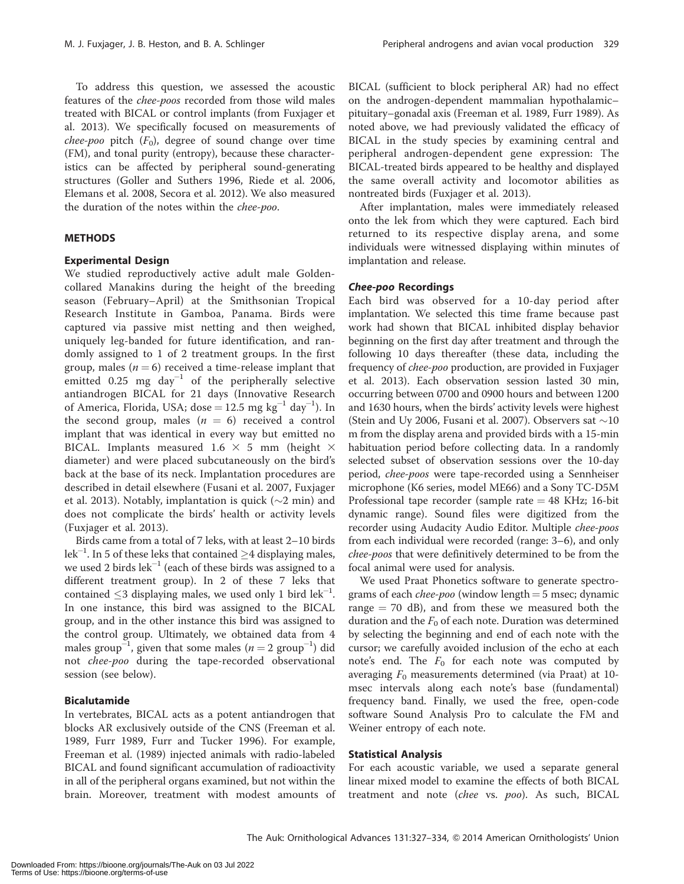To address this question, we assessed the acoustic features of the *chee-poos* recorded from those wild males treated with BICAL or control implants (from Fuxjager et al. 2013). We specifically focused on measurements of *chee-poo* pitch ($F_0$), degree of sound change over time (FM), and tonal purity (entropy), because these characteristics can be affected by peripheral sound-generating structures (Goller and Suthers 1996, Riede et al. 2006, Elemans et al. 2008, Secora et al. 2012). We also measured the duration of the notes within the *chee-poo*.

## METHODS

### Experimental Design

We studied reproductively active adult male Golden-collared Manakins during the height of the breeding season (February–April) at the Smithsonian Tropical Research Institute in Gamboa, Panama. Birds were captured via passive mist netting and then weighed, uniquely leg-banded for future identification, and randomly assigned to 1 of 2 treatment groups. In the first group, males ($n = 6$) received a time-release implant that emitted 0.25 mg day$^{-1}$ of the peripherally selective antiandrogen BICAL for 21 days (Innovative Research of America, Florida, USA; dose = 12.5 mg kg$^{-1}$ day$^{-1}$). In the second group, males ($n = 6$) received a control implant that was identical in every way but emitted no BICAL. Implants measured 1.6 $\times$ 5 mm (height $\times$ diameter) and were placed subcutaneously on the bird's back at the base of its neck. Implantation procedures are described in detail elsewhere (Fusani et al. 2007, Fuxjager et al. 2013). Notably, implantation is quick (~2 min) and does not complicate the birds' health or activity levels (Fuxjager et al. 2013).

Birds came from a total of 7 leks, with at least 2–10 birds lek$^{-1}$. In 5 of these leks that contained $\geq$4 displaying males, we used 2 birds lek$^{-1}$ (each of these birds was assigned to a different treatment group). In 2 of these 7 leks that contained $\leq$3 displaying males, we used only 1 bird lek$^{-1}$. In one instance, this bird was assigned to the BICAL group, and in the other instance this bird was assigned to the control group. Ultimately, we obtained data from 4 males group$^{-1}$, given that some males ($n = 2$ group$^{-1}$) did not *chee-poo* during the tape-recorded observational session (see below).

### Bicalutamide

In vertebrates, BICAL acts as a potent antiandrogen that blocks AR exclusively outside of the CNS (Freeman et al. 1989, Furr 1989, Furr and Tucker 1996). For example, Freeman et al. (1989) injected animals with radio-labeled BICAL and found significant accumulation of radioactivity in all of the peripheral organs examined, but not within the brain. Moreover, treatment with modest amounts of BICAL (sufficient to block peripheral AR) had no effect on the androgen-dependent mammalian hypothalamic–pituitary–gonadal axis (Freeman et al. 1989, Furr 1989). As noted above, we had previously validated the efficacy of BICAL in the study species by examining central and peripheral androgen-dependent gene expression: The BICAL-treated birds appeared to be healthy and displayed the same overall activity and locomotor abilities as nontreated birds (Fuxjager et al. 2013).

After implantation, males were immediately released onto the lek from which they were captured. Each bird returned to its respective display arena, and some individuals were witnessed displaying within minutes of implantation and release.

### *Chee-poo* Recordings

Each bird was observed for a 10-day period after implantation. We selected this time frame because past work had shown that BICAL inhibited display behavior beginning on the first day after treatment and through the following 10 days thereafter (these data, including the frequency of *chee-poo* production, are provided in Fuxjager et al. 2013). Each observation session lasted 30 min, occurring between 0700 and 0900 hours and between 1200 and 1630 hours, when the birds' activity levels were highest (Stein and Uy 2006, Fusani et al. 2007). Observers sat ~10 m from the display arena and provided birds with a 15-min habituation period before collecting data. In a randomly selected subset of observation sessions over the 10-day period, *chee-poos* were tape-recorded using a Sennheiser microphone (K6 series, model ME66) and a Sony TC-D5M Professional tape recorder (sample rate = 48 KHz; 16-bit dynamic range). Sound files were digitized from the recorder using Audacity Audio Editor. Multiple *chee-poos* from each individual were recorded (range: 3–6), and only *chee-poos* that were definitively determined to be from the focal animal were used for analysis.

We used Praat Phonetics software to generate spectrograms of each *chee-poo* (window length = 5 msec; dynamic range = 70 dB), and from these we measured both the duration and the $F_0$ of each note. Duration was determined by selecting the beginning and end of each note with the cursor; we carefully avoided inclusion of the echo at each note's end. The $F_0$ for each note was computed by averaging $F_0$ measurements determined (via Praat) at 10-msec intervals along each note's base (fundamental) frequency band. Finally, we used the free, open-code software Sound Analysis Pro to calculate the FM and Weiner entropy of each note.

### Statistical Analysis

For each acoustic variable, we used a separate general linear mixed model to examine the effects of both BICAL treatment and note (*chee* vs. *poo*). As such, BICAL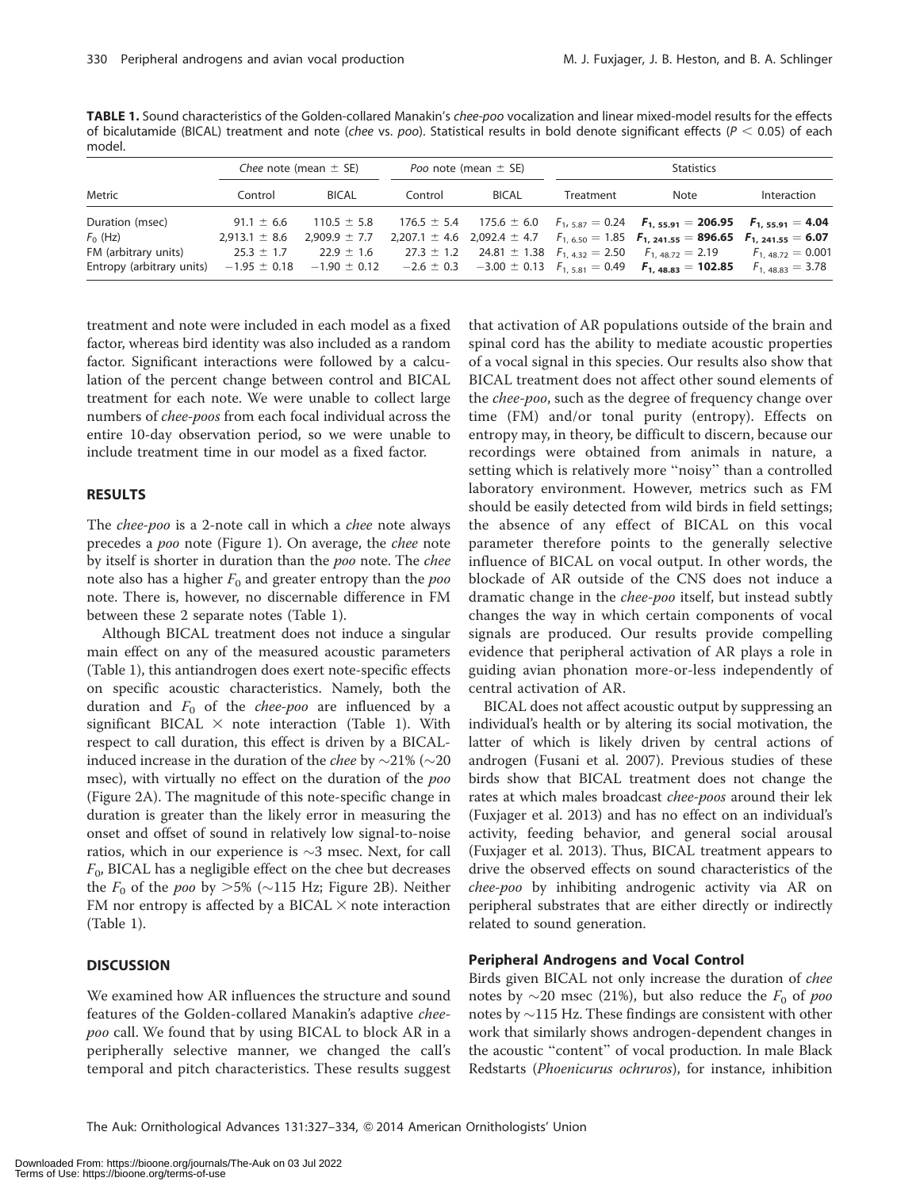**TABLE 1.** Sound characteristics of the Golden-collared Manakin's *chee-poo* vocalization and linear mixed-model results for the effects of bicalutamide (BICAL) treatment and note (*chee* vs. *poo*). Statistical results in bold denote significant effects ($P < 0.05$) of each model.

| Metric | *Chee* note (mean ± SE) | | *Poo* note (mean ± SE) | | Statistics | | |
|---|---|---|---|---|---|---|---|
| | Control | BICAL | Control | BICAL | Treatment | Note | Interaction |
| Duration (msec) | 91.1 ± 6.6 | 110.5 ± 5.8 | 176.5 ± 5.4 | 175.6 ± 6.0 | $F_{1, 5.87} = 0.24$ | $\mathbf{F_{1, 55.91} = 206.95}$ | $\mathbf{F_{1, 55.91} = 4.04}$ |
| $F_0$ (Hz) | 2,913.1 ± 8.6 | 2,909.9 ± 7.7 | 2,207.1 ± 4.6 | 2,092.4 ± 4.7 | $F_{1, 6.50} = 1.85$ | $\mathbf{F_{1, 241.55} = 896.65}$ | $\mathbf{F_{1, 241.55} = 6.07}$ |
| FM (arbitrary units) | 25.3 ± 1.7 | 22.9 ± 1.6 | 27.3 ± 1.2 | 24.81 ± 1.38 | $F_{1, 4.32} = 2.50$ | $F_{1, 48.72} = 2.19$ | $F_{1, 48.72} = 0.001$ |
| Entropy (arbitrary units) | −1.95 ± 0.18 | −1.90 ± 0.12 | −2.6 ± 0.3 | −3.00 ± 0.13 | $F_{1, 5.81} = 0.49$ | $\mathbf{F_{1, 48.83} = 102.85}$ | $F_{1, 48.83} = 3.78$ |

treatment and note were included in each model as a fixed factor, whereas bird identity was also included as a random factor. Significant interactions were followed by a calculation of the percent change between control and BICAL treatment for each note. We were unable to collect large numbers of *chee-poos* from each focal individual across the entire 10-day observation period, so we were unable to include treatment time in our model as a fixed factor.

## RESULTS

The *chee-poo* is a 2-note call in which a *chee* note always precedes a *poo* note (Figure 1). On average, the *chee* note by itself is shorter in duration than the *poo* note. The *chee* note also has a higher $F_0$ and greater entropy than the *poo* note. There is, however, no discernable difference in FM between these 2 separate notes (Table 1).

Although BICAL treatment does not induce a singular main effect on any of the measured acoustic parameters (Table 1), this antiandrogen does exert note-specific effects on specific acoustic characteristics. Namely, both the duration and $F_0$ of the *chee-poo* are influenced by a significant BICAL × note interaction (Table 1). With respect to call duration, this effect is driven by a BICAL-induced increase in the duration of the *chee* by ~21% (~20 msec), with virtually no effect on the duration of the *poo* (Figure 2A). The magnitude of this note-specific change in duration is greater than the likely error in measuring the onset and offset of sound in relatively low signal-to-noise ratios, which in our experience is ~3 msec. Next, for call $F_0$, BICAL has a negligible effect on the chee but decreases the $F_0$ of the *poo* by >5% (~115 Hz; Figure 2B). Neither FM nor entropy is affected by a BICAL × note interaction (Table 1).

## DISCUSSION

We examined how AR influences the structure and sound features of the Golden-collared Manakin's adaptive *chee-poo* call. We found that by using BICAL to block AR in a peripherally selective manner, we changed the call's temporal and pitch characteristics. These results suggest that activation of AR populations outside of the brain and spinal cord has the ability to mediate acoustic properties of a vocal signal in this species. Our results also show that BICAL treatment does not affect other sound elements of the *chee-poo*, such as the degree of frequency change over time (FM) and/or tonal purity (entropy). Effects on entropy may, in theory, be difficult to discern, because our recordings were obtained from animals in nature, a setting which is relatively more "noisy" than a controlled laboratory environment. However, metrics such as FM should be easily detected from wild birds in field settings; the absence of any effect of BICAL on this vocal parameter therefore points to the generally selective influence of BICAL on vocal output. In other words, the blockade of AR outside of the CNS does not induce a dramatic change in the *chee-poo* itself, but instead subtly changes the way in which certain components of vocal signals are produced. Our results provide compelling evidence that peripheral activation of AR plays a role in guiding avian phonation more-or-less independently of central activation of AR.

BICAL does not affect acoustic output by suppressing an individual's health or by altering its social motivation, the latter of which is likely driven by central actions of androgen (Fusani et al. 2007). Previous studies of these birds show that BICAL treatment does not change the rates at which males broadcast *chee-poos* around their lek (Fuxjager et al. 2013) and has no effect on an individual's activity, feeding behavior, and general social arousal (Fuxjager et al. 2013). Thus, BICAL treatment appears to drive the observed effects on sound characteristics of the *chee-poo* by inhibiting androgenic activity via AR on peripheral substrates that are either directly or indirectly related to sound generation.

### Peripheral Androgens and Vocal Control

Birds given BICAL not only increase the duration of *chee* notes by ~20 msec (21%), but also reduce the $F_0$ of *poo* notes by ~115 Hz. These findings are consistent with other work that similarly shows androgen-dependent changes in the acoustic "content" of vocal production. In male Black Redstarts (*Phoenicurus ochruros*), for instance, inhibition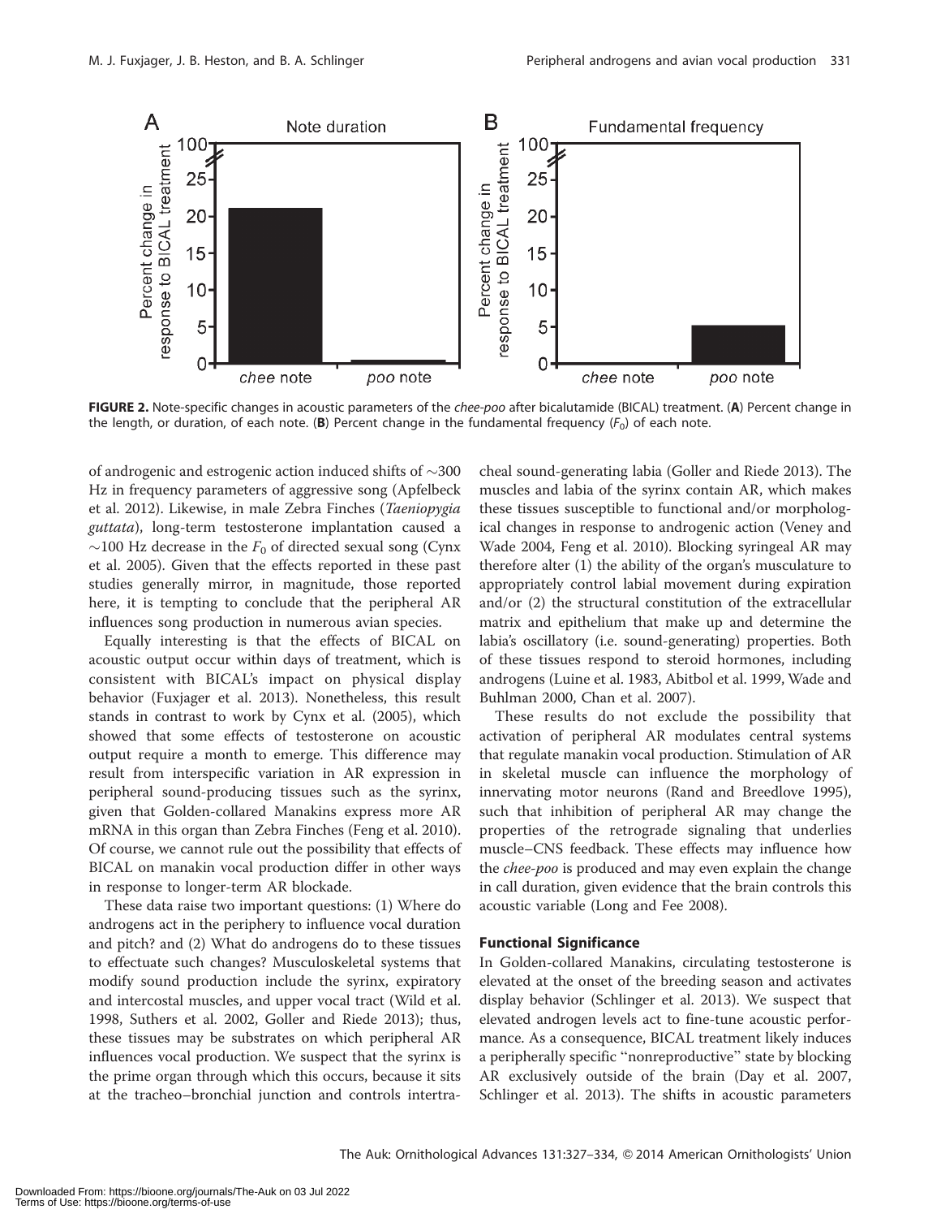FIGURE 2. Note-specific changes in acoustic parameters of the *chee-poo* after bicalutamide (BICAL) treatment. (**A**) Percent change in the length, or duration, of each note. (**B**) Percent change in the fundamental frequency ($F_0$) of each note.

of androgenic and estrogenic action induced shifts of ~300 Hz in frequency parameters of aggressive song (Apfelbeck et al. 2012). Likewise, in male Zebra Finches (*Taeniopygia guttata*), long-term testosterone implantation caused a ~100 Hz decrease in the $F_0$ of directed sexual song (Cynx et al. 2005). Given that the effects reported in these past studies generally mirror, in magnitude, those reported here, it is tempting to conclude that the peripheral AR influences song production in numerous avian species.

Equally interesting is that the effects of BICAL on acoustic output occur within days of treatment, which is consistent with BICAL's impact on physical display behavior (Fuxjager et al. 2013). Nonetheless, this result stands in contrast to work by Cynx et al. (2005), which showed that some effects of testosterone on acoustic output require a month to emerge. This difference may result from interspecific variation in AR expression in peripheral sound-producing tissues such as the syrinx, given that Golden-collared Manakins express more AR mRNA in this organ than Zebra Finches (Feng et al. 2010). Of course, we cannot rule out the possibility that effects of BICAL on manakin vocal production differ in other ways in response to longer-term AR blockade.

These data raise two important questions: (1) Where do androgens act in the periphery to influence vocal duration and pitch? and (2) What do androgens do to these tissues to effectuate such changes? Musculoskeletal systems that modify sound production include the syrinx, expiratory and intercostal muscles, and upper vocal tract (Wild et al. 1998, Suthers et al. 2002, Goller and Riede 2013); thus, these tissues may be substrates on which peripheral AR influences vocal production. We suspect that the syrinx is the prime organ through which this occurs, because it sits at the tracheo–bronchial junction and controls intertracheal sound-generating labia (Goller and Riede 2013). The muscles and labia of the syrinx contain AR, which makes these tissues susceptible to functional and/or morphological changes in response to androgenic action (Veney and Wade 2004, Feng et al. 2010). Blocking syringeal AR may therefore alter (1) the ability of the organ's musculature to appropriately control labial movement during expiration and/or (2) the structural constitution of the extracellular matrix and epithelium that make up and determine the labia's oscillatory (i.e. sound-generating) properties. Both of these tissues respond to steroid hormones, including androgens (Luine et al. 1983, Abitbol et al. 1999, Wade and Buhlman 2000, Chan et al. 2007).

These results do not exclude the possibility that activation of peripheral AR modulates central systems that regulate manakin vocal production. Stimulation of AR in skeletal muscle can influence the morphology of innervating motor neurons (Rand and Breedlove 1995), such that inhibition of peripheral AR may change the properties of the retrograde signaling that underlies muscle–CNS feedback. These effects may influence how the *chee-poo* is produced and may even explain the change in call duration, given evidence that the brain controls this acoustic variable (Long and Fee 2008).

### Functional Significance

In Golden-collared Manakins, circulating testosterone is elevated at the onset of the breeding season and activates display behavior (Schlinger et al. 2013). We suspect that elevated androgen levels act to fine-tune acoustic performance. As a consequence, BICAL treatment likely induces a peripherally specific "nonreproductive" state by blocking AR exclusively outside of the brain (Day et al. 2007, Schlinger et al. 2013). The shifts in acoustic parameters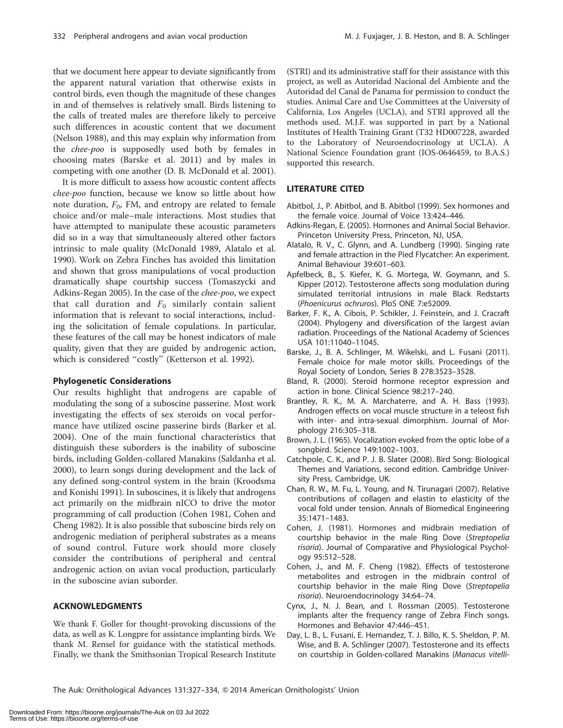that we document here appear to deviate significantly from the apparent natural variation that otherwise exists in control birds, even though the magnitude of these changes in and of themselves is relatively small. Birds listening to the calls of treated males are therefore likely to perceive such differences in acoustic content that we document (Nelson 1988), and this may explain why information from the *chee-poo* is supposedly used both by females in choosing mates (Barske et al. 2011) and by males in competing with one another (D. B. McDonald et al. 2001).

It is more difficult to assess how acoustic content affects *chee-poo* function, because we know so little about how note duration, $F_0$, FM, and entropy are related to female choice and/or male–male interactions. Most studies that have attempted to manipulate these acoustic parameters did so in a way that simultaneously altered other factors intrinsic to male quality (McDonald 1989, Alatalo et al. 1990). Work on Zebra Finches has avoided this limitation and shown that gross manipulations of vocal production dramatically shape courtship success (Tomaszycki and Adkins-Regan 2005). In the case of the *chee-poo*, we expect that call duration and $F_0$ similarly contain salient information that is relevant to social interactions, including the solicitation of female copulations. In particular, these features of the call may be honest indicators of male quality, given that they are guided by androgenic action, which is considered "costly" (Ketterson et al. 1992).

### Phylogenetic Considerations

Our results highlight that androgens are capable of modulating the song of a suboscine passerine. Most work investigating the effects of sex steroids on vocal performance have utilized oscine passerine birds (Barker et al. 2004). One of the main functional characteristics that distinguish these suborders is the inability of suboscine birds, including Golden-collared Manakins (Saldanha et al. 2000), to learn songs during development and the lack of any defined song-control system in the brain (Kroodsma and Konishi 1991). In suboscines, it is likely that androgens act primarily on the midbrain nICO to drive the motor programming of call production (Cohen 1981, Cohen and Cheng 1982). It is also possible that suboscine birds rely on androgenic mediation of peripheral substrates as a means of sound control. Future work should more closely consider the contributions of peripheral and central androgenic action on avian vocal production, particularly in the suboscine avian suborder.

## ACKNOWLEDGMENTS

We thank F. Goller for thought-provoking discussions of the data, as well as K. Longpre for assistance implanting birds. We thank M. Rensel for guidance with the statistical methods. Finally, we thank the Smithsonian Tropical Research Institute (STRI) and its administrative staff for their assistance with this project, as well as Autoridad Nacional del Ambiente and the Autoridad del Canal de Panama for permission to conduct the studies. Animal Care and Use Committees at the University of California, Los Angeles (UCLA), and STRI approved all the methods used. M.J.F. was supported in part by a National Institutes of Health Training Grant (T32 HD007228, awarded to the Laboratory of Neuroendocrinology at UCLA). A National Science Foundation grant (IOS-0646459, to B.A.S.) supported this research.

## LITERATURE CITED

Abitbol, J., P. Abitbol, and B. Abitbol (1999). Sex hormones and the female voice. Journal of Voice 13:424–446.

Adkins-Regan, E. (2005). Hormones and Animal Social Behavior. Princeton University Press, Princeton, NJ, USA.

Alatalo, R. V., C. Glynn, and A. Lundberg (1990). Singing rate and female attraction in the Pied Flycatcher: An experiment. Animal Behaviour 39:601–603.

Apfelbeck, B., S. Kiefer, K. G. Mortega, W. Goymann, and S. Kipper (2012). Testosterone affects song modulation during simulated territorial intrusions in male Black Redstarts (*Phoenicurus ochruros*). PloS ONE 7:e52009.

Barker, F. K., A. Cibois, P. Schikler, J. Feinstein, and J. Cracraft (2004). Phylogeny and diversification of the largest avian radiation. Proceedings of the National Academy of Sciences USA 101:11040–11045.

Barske, J., B. A. Schlinger, M. Wikelski, and L. Fusani (2011). Female choice for male motor skills. Proceedings of the Royal Society of London, Series B 278:3523–3528.

Bland, R. (2000). Steroid hormone receptor expression and action in bone. Clinical Science 98:217–240.

Brantley, R. K., M. A. Marchaterre, and A. H. Bass (1993). Androgen effects on vocal muscle structure in a teleost fish with inter- and intra-sexual dimorphism. Journal of Morphology 216:305–318.

Brown, J. L. (1965). Vocalization evoked from the optic lobe of a songbird. Science 149:1002–1003.

Catchpole, C. K., and P. J. B. Slater (2008). Bird Song: Biological Themes and Variations, second edition. Cambridge University Press, Cambridge, UK.

Chan, R. W., M. Fu, L. Young, and N. Tirunagari (2007). Relative contributions of collagen and elastin to elasticity of the vocal fold under tension. Annals of Biomedical Engineering 35:1471–1483.

Cohen, J. (1981). Hormones and midbrain mediation of courtship behavior in the male Ring Dove (*Streptopelia risoria*). Journal of Comparative and Physiological Psychology 95:512–528.

Cohen, J., and M. F. Cheng (1982). Effects of testosterone metabolites and estrogen in the midbrain control of courtship behavior in the male Ring Dove (*Streptopelia risoria*). Neuroendocrinology 34:64–74.

Cynx, J., N. J. Bean, and I. Rossman (2005). Testosterone implants alter the frequency range of Zebra Finch songs. Hormones and Behavior 47:446–451.

Day, L. B., L. Fusani, E. Hernandez, T. J. Billo, K. S. Sheldon, P. M. Wise, and B. A. Schlinger (2007). Testosterone and its effects on courtship in Golden-collared Manakins (*Manacus vitelli-*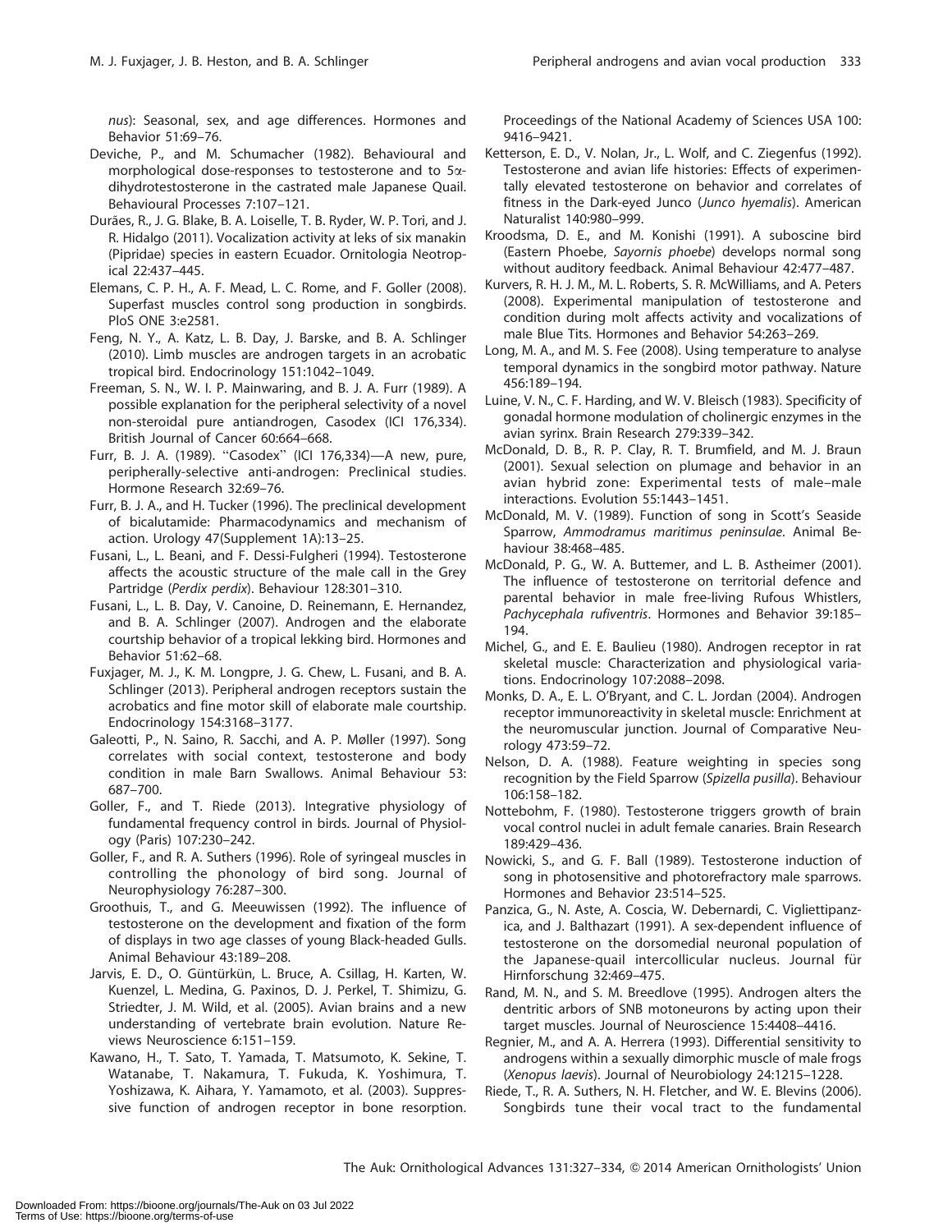*nus*): Seasonal, sex, and age differences. Hormones and Behavior 51:69–76.

Deviche, P., and M. Schumacher (1982). Behavioural and morphological dose-responses to testosterone and to 5α-dihydrotestosterone in the castrated male Japanese Quail. Behavioural Processes 7:107–121.

Durães, R., J. G. Blake, B. A. Loiselle, T. B. Ryder, W. P. Tori, and J. R. Hidalgo (2011). Vocalization activity at leks of six manakin (Pipridae) species in eastern Ecuador. Ornitologia Neotropical 22:437–445.

Elemans, C. P. H., A. F. Mead, L. C. Rome, and F. Goller (2008). Superfast muscles control song production in songbirds. PloS ONE 3:e2581.

Feng, N. Y., A. Katz, L. B. Day, J. Barske, and B. A. Schlinger (2010). Limb muscles are androgen targets in an acrobatic tropical bird. Endocrinology 151:1042–1049.

Freeman, S. N., W. I. P. Mainwaring, and B. J. A. Furr (1989). A possible explanation for the peripheral selectivity of a novel non-steroidal pure antiandrogen, Casodex (ICI 176,334). British Journal of Cancer 60:664–668.

Furr, B. J. A. (1989). "Casodex" (ICI 176,334)—A new, pure, peripherally-selective anti-androgen: Preclinical studies. Hormone Research 32:69–76.

Furr, B. J. A., and H. Tucker (1996). The preclinical development of bicalutamide: Pharmacodynamics and mechanism of action. Urology 47(Supplement 1A):13–25.

Fusani, L., L. Beani, and F. Dessi-Fulgheri (1994). Testosterone affects the acoustic structure of the male call in the Grey Partridge (*Perdix perdix*). Behaviour 128:301–310.

Fusani, L., L. B. Day, V. Canoine, D. Reinemann, E. Hernandez, and B. A. Schlinger (2007). Androgen and the elaborate courtship behavior of a tropical lekking bird. Hormones and Behavior 51:62–68.

Fuxjager, M. J., K. M. Longpre, J. G. Chew, L. Fusani, and B. A. Schlinger (2013). Peripheral androgen receptors sustain the acrobatics and fine motor skill of elaborate male courtship. Endocrinology 154:3168–3177.

Galeotti, P., N. Saino, R. Sacchi, and A. P. Møller (1997). Song correlates with social context, testosterone and body condition in male Barn Swallows. Animal Behaviour 53: 687–700.

Goller, F., and T. Riede (2013). Integrative physiology of fundamental frequency control in birds. Journal of Physiology (Paris) 107:230–242.

Goller, F., and R. A. Suthers (1996). Role of syringeal muscles in controlling the phonology of bird song. Journal of Neurophysiology 76:287–300.

Groothuis, T., and G. Meeuwissen (1992). The influence of testosterone on the development and fixation of the form of displays in two age classes of young Black-headed Gulls. Animal Behaviour 43:189–208.

Jarvis, E. D., O. Güntürkün, L. Bruce, A. Csillag, H. Karten, W. Kuenzel, L. Medina, G. Paxinos, D. J. Perkel, T. Shimizu, G. Striedter, J. M. Wild, et al. (2005). Avian brains and a new understanding of vertebrate brain evolution. Nature Reviews Neuroscience 6:151–159.

Kawano, H., T. Sato, T. Yamada, T. Matsumoto, K. Sekine, T. Watanabe, T. Nakamura, T. Fukuda, K. Yoshimura, T. Yoshizawa, K. Aihara, Y. Yamamoto, et al. (2003). Suppressive function of androgen receptor in bone resorption. Proceedings of the National Academy of Sciences USA 100: 9416–9421.

Ketterson, E. D., V. Nolan, Jr., L. Wolf, and C. Ziegenfus (1992). Testosterone and avian life histories: Effects of experimentally elevated testosterone on behavior and correlates of fitness in the Dark-eyed Junco (*Junco hyemalis*). American Naturalist 140:980–999.

Kroodsma, D. E., and M. Konishi (1991). A suboscine bird (Eastern Phoebe, *Sayornis phoebe*) develops normal song without auditory feedback. Animal Behaviour 42:477–487.

Kurvers, R. H. J. M., M. L. Roberts, S. R. McWilliams, and A. Peters (2008). Experimental manipulation of testosterone and condition during molt affects activity and vocalizations of male Blue Tits. Hormones and Behavior 54:263–269.

Long, M. A., and M. S. Fee (2008). Using temperature to analyse temporal dynamics in the songbird motor pathway. Nature 456:189–194.

Luine, V. N., C. F. Harding, and W. V. Bleisch (1983). Specificity of gonadal hormone modulation of cholinergic enzymes in the avian syrinx. Brain Research 279:339–342.

McDonald, D. B., R. P. Clay, R. T. Brumfield, and M. J. Braun (2001). Sexual selection on plumage and behavior in an avian hybrid zone: Experimental tests of male–male interactions. Evolution 55:1443–1451.

McDonald, M. V. (1989). Function of song in Scott's Seaside Sparrow, *Ammodramus maritimus peninsulae*. Animal Behaviour 38:468–485.

McDonald, P. G., W. A. Buttemer, and L. B. Astheimer (2001). The influence of testosterone on territorial defence and parental behavior in male free-living Rufous Whistlers, *Pachycephala rufiventris*. Hormones and Behavior 39:185–194.

Michel, G., and E. E. Baulieu (1980). Androgen receptor in rat skeletal muscle: Characterization and physiological variations. Endocrinology 107:2088–2098.

Monks, D. A., E. L. O'Bryant, and C. L. Jordan (2004). Androgen receptor immunoreactivity in skeletal muscle: Enrichment at the neuromuscular junction. Journal of Comparative Neurology 473:59–72.

Nelson, D. A. (1988). Feature weighting in species song recognition by the Field Sparrow (*Spizella pusilla*). Behaviour 106:158–182.

Nottebohm, F. (1980). Testosterone triggers growth of brain vocal control nuclei in adult female canaries. Brain Research 189:429–436.

Nowicki, S., and G. F. Ball (1989). Testosterone induction of song in photosensitive and photorefractory male sparrows. Hormones and Behavior 23:514–525.

Panzica, G., N. Aste, A. Coscia, W. Debernardi, C. Viglietti-panzica, and J. Balthazart (1991). A sex-dependent influence of testosterone on the dorsomedial neuronal population of the Japanese-quail intercollicular nucleus. Journal für Hirnforschung 32:469–475.

Rand, M. N., and S. M. Breedlove (1995). Androgen alters the dentritic arbors of SNB motoneurons by acting upon their target muscles. Journal of Neuroscience 15:4408–4416.

Regnier, M., and A. A. Herrera (1993). Differential sensitivity to androgens within a sexually dimorphic muscle of male frogs (*Xenopus laevis*). Journal of Neurobiology 24:1215–1228.

Riede, T., R. A. Suthers, N. H. Fletcher, and W. E. Blevins (2006). Songbirds tune their vocal tract to the fundamental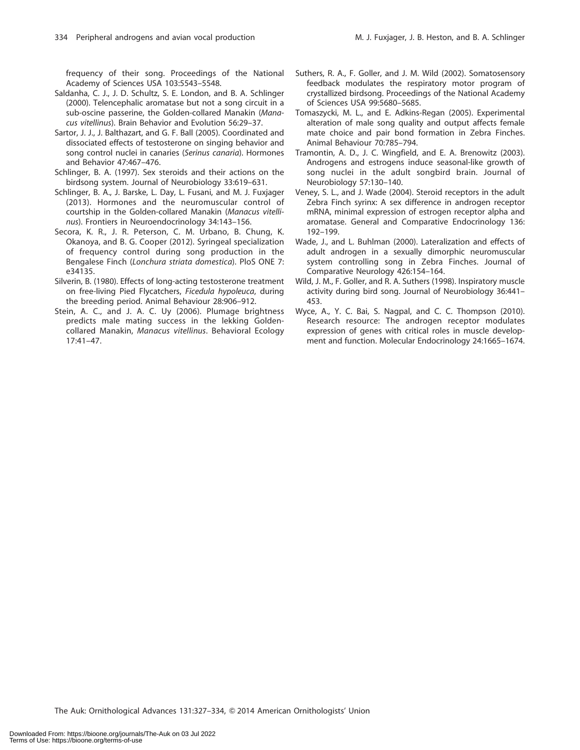frequency of their song. Proceedings of the National Academy of Sciences USA 103:5543–5548.

Saldanha, C. J., J. D. Schultz, S. E. London, and B. A. Schlinger (2000). Telencephalic aromatase but not a song circuit in a sub-oscine passerine, the Golden-collared Manakin (*Manacus vitellinus*). Brain Behavior and Evolution 56:29–37.

Sartor, J. J., J. Balthazart, and G. F. Ball (2005). Coordinated and dissociated effects of testosterone on singing behavior and song control nuclei in canaries (*Serinus canaria*). Hormones and Behavior 47:467–476.

Schlinger, B. A. (1997). Sex steroids and their actions on the birdsong system. Journal of Neurobiology 33:619–631.

Schlinger, B. A., J. Barske, L. Day, L. Fusani, and M. J. Fuxjager (2013). Hormones and the neuromuscular control of courtship in the Golden-collared Manakin (*Manacus vitellinus*). Frontiers in Neuroendocrinology 34:143–156.

Secora, K. R., J. R. Peterson, C. M. Urbano, B. Chung, K. Okanoya, and B. G. Cooper (2012). Syringeal specialization of frequency control during song production in the Bengalese Finch (*Lonchura striata domestica*). PloS ONE 7: e34135.

Silverin, B. (1980). Effects of long-acting testosterone treatment on free-living Pied Flycatchers, *Ficedula hypoleuca*, during the breeding period. Animal Behaviour 28:906–912.

Stein, A. C., and J. A. C. Uy (2006). Plumage brightness predicts male mating success in the lekking Golden-collared Manakin, *Manacus vitellinus*. Behavioral Ecology 17:41–47.

Suthers, R. A., F. Goller, and J. M. Wild (2002). Somatosensory feedback modulates the respiratory motor program of crystallized birdsong. Proceedings of the National Academy of Sciences USA 99:5680–5685.

Tomaszycki, M. L., and E. Adkins-Regan (2005). Experimental alteration of male song quality and output affects female mate choice and pair bond formation in Zebra Finches. Animal Behaviour 70:785–794.

Tramontin, A. D., J. C. Wingfield, and E. A. Brenowitz (2003). Androgens and estrogens induce seasonal-like growth of song nuclei in the adult songbird brain. Journal of Neurobiology 57:130–140.

Veney, S. L., and J. Wade (2004). Steroid receptors in the adult Zebra Finch syrinx: A sex difference in androgen receptor mRNA, minimal expression of estrogen receptor alpha and aromatase. General and Comparative Endocrinology 136: 192–199.

Wade, J., and L. Buhlman (2000). Lateralization and effects of adult androgen in a sexually dimorphic neuromuscular system controlling song in Zebra Finches. Journal of Comparative Neurology 426:154–164.

Wild, J. M., F. Goller, and R. A. Suthers (1998). Inspiratory muscle activity during bird song. Journal of Neurobiology 36:441–453.

Wyce, A., Y. C. Bai, S. Nagpal, and C. C. Thompson (2010). Research resource: The androgen receptor modulates expression of genes with critical roles in muscle development and function. Molecular Endocrinology 24:1665–1674.